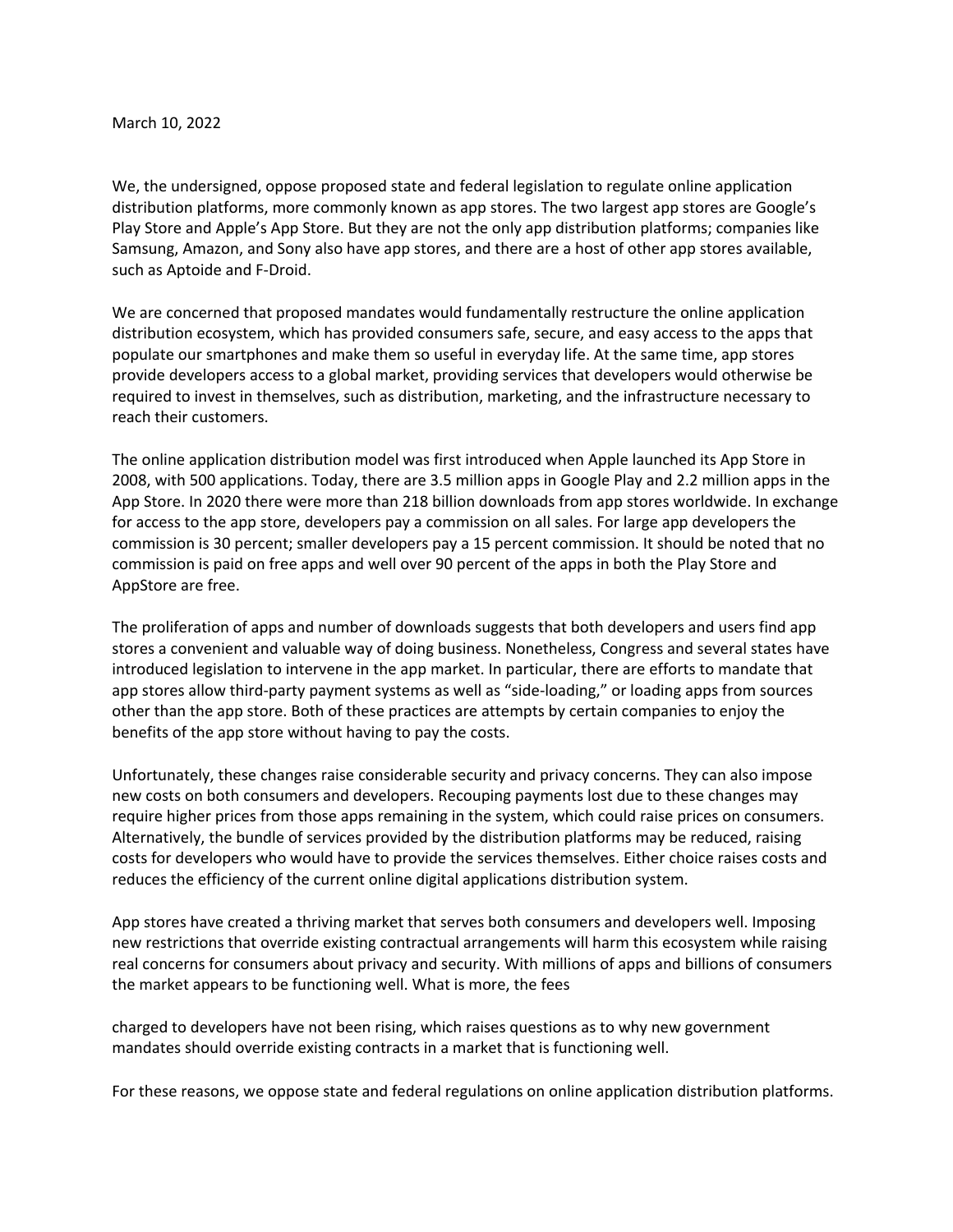March 10, 2022

We, the undersigned, oppose proposed state and federal legislation to regulate online application distribution platforms, more commonly known as app stores. The two largest app stores are Google's Play Store and Apple's App Store. But they are not the only app distribution platforms; companies like Samsung, Amazon, and Sony also have app stores, and there are a host of other app stores available, such as Aptoide and F-Droid.

We are concerned that proposed mandates would fundamentally restructure the online application distribution ecosystem, which has provided consumers safe, secure, and easy access to the apps that populate our smartphones and make them so useful in everyday life. At the same time, app stores provide developers access to a global market, providing services that developers would otherwise be required to invest in themselves, such as distribution, marketing, and the infrastructure necessary to reach their customers.

The online application distribution model was first introduced when Apple launched its App Store in 2008, with 500 applications. Today, there are 3.5 million apps in Google Play and 2.2 million apps in the App Store. In 2020 there were more than 218 billion downloads from app stores worldwide. In exchange for access to the app store, developers pay a commission on all sales. For large app developers the commission is 30 percent; smaller developers pay a 15 percent commission. It should be noted that no commission is paid on free apps and well over 90 percent of the apps in both the Play Store and AppStore are free.

The proliferation of apps and number of downloads suggests that both developers and users find app stores a convenient and valuable way of doing business. Nonetheless, Congress and several states have introduced legislation to intervene in the app market. In particular, there are efforts to mandate that app stores allow third-party payment systems as well as "side-loading," or loading apps from sources other than the app store. Both of these practices are attempts by certain companies to enjoy the benefits of the app store without having to pay the costs.

Unfortunately, these changes raise considerable security and privacy concerns. They can also impose new costs on both consumers and developers. Recouping payments lost due to these changes may require higher prices from those apps remaining in the system, which could raise prices on consumers. Alternatively, the bundle of services provided by the distribution platforms may be reduced, raising costs for developers who would have to provide the services themselves. Either choice raises costs and reduces the efficiency of the current online digital applications distribution system.

App stores have created a thriving market that serves both consumers and developers well. Imposing new restrictions that override existing contractual arrangements will harm this ecosystem while raising real concerns for consumers about privacy and security. With millions of apps and billions of consumers the market appears to be functioning well. What is more, the fees charged to developers have not been rising, which raises questions as to why new government mandates should override existing contracts in a market that is functioning well.

For these reasons, we oppose state and federal regulations on online application distribution platforms.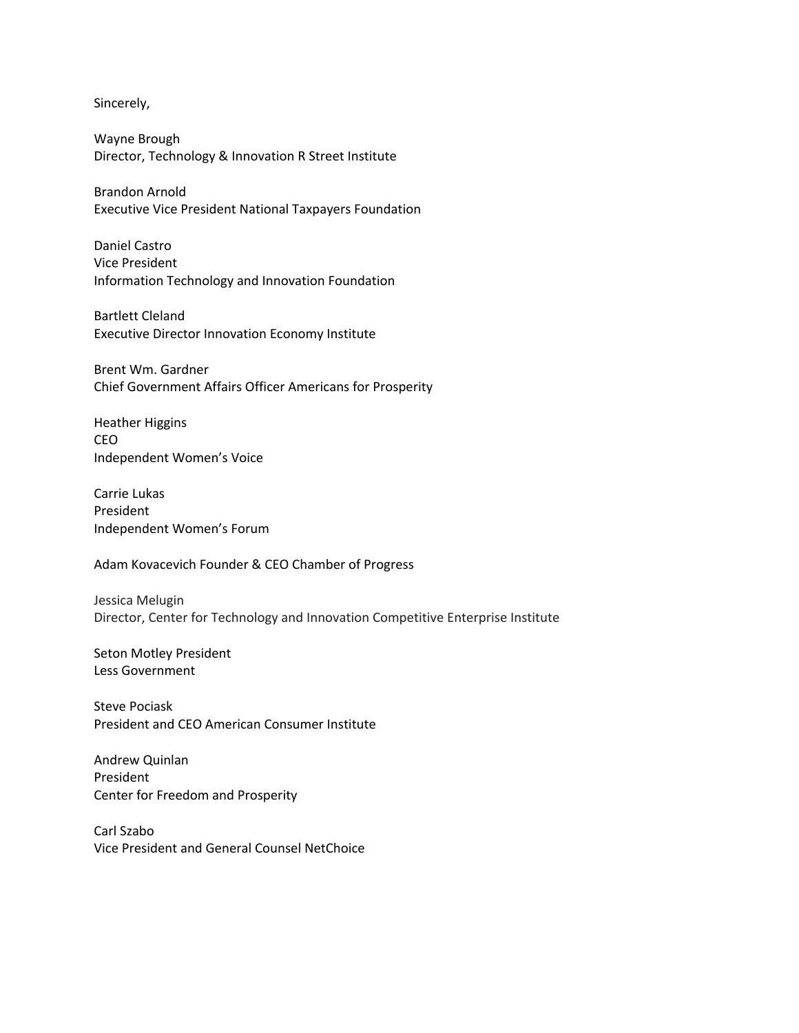Sincerely,

Wayne Brough
Director, Technology & Innovation R Street Institute

Brandon Arnold
Executive Vice President National Taxpayers Foundation

Daniel Castro
Vice President
Information Technology and Innovation Foundation

Bartlett Cleland
Executive Director Innovation Economy Institute

Brent Wm. Gardner
Chief Government Affairs Officer Americans for Prosperity

Heather Higgins
CEO
Independent Women's Voice

Carrie Lukas
President
Independent Women's Forum

Adam Kovacevich Founder & CEO Chamber of Progress

Jessica Melugin
Director, Center for Technology and Innovation Competitive Enterprise Institute

Seton Motley President
Less Government

Steve Pociask
President and CEO American Consumer Institute

Andrew Quinlan
President
Center for Freedom and Prosperity

Carl Szabo
Vice President and General Counsel NetChoice